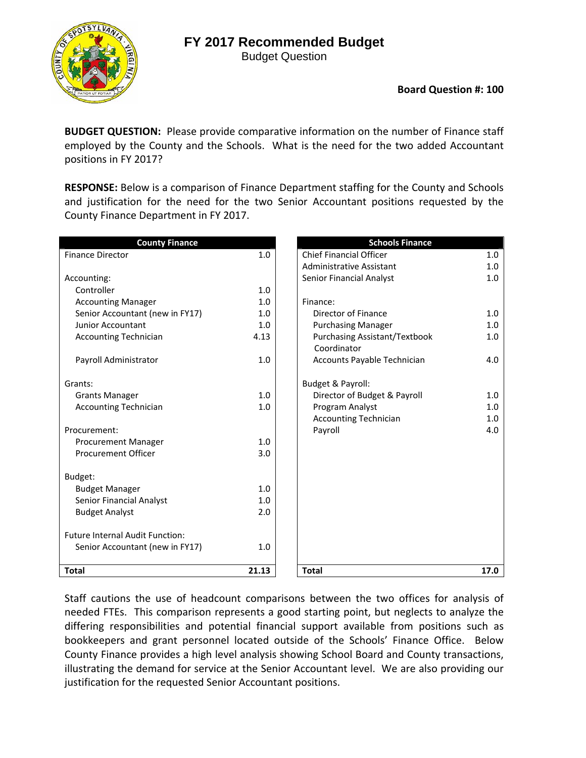# FY 2017 Recommended Budget

Budget Question

**Board Question #: 100**

**BUDGET QUESTION:** Please provide comparative information on the number of Finance staff employed by the County and the Schools. What is the need for the two added Accountant positions in FY 2017?

**RESPONSE:** Below is a comparison of Finance Department staffing for the County and Schools and justification for the need for the two Senior Accountant positions requested by the County Finance Department in FY 2017.

| County Finance | |
|---|---|
| Finance Director | 1.0 |
| | |
| Accounting: | |
| Controller | 1.0 |
| Accounting Manager | 1.0 |
| Senior Accountant (new in FY17) | 1.0 |
| Junior Accountant | 1.0 |
| Accounting Technician | 4.13 |
| | |
| Payroll Administrator | 1.0 |
| | |
| Grants: | |
| Grants Manager | 1.0 |
| Accounting Technician | 1.0 |
| | |
| Procurement: | |
| Procurement Manager | 1.0 |
| Procurement Officer | 3.0 |
| | |
| Budget: | |
| Budget Manager | 1.0 |
| Senior Financial Analyst | 1.0 |
| Budget Analyst | 2.0 |
| | |
| Future Internal Audit Function: | |
| Senior Accountant (new in FY17) | 1.0 |
| **Total** | **21.13** |

| Schools Finance | |
|---|---|
| Chief Financial Officer | 1.0 |
| Administrative Assistant | 1.0 |
| Senior Financial Analyst | 1.0 |
| | |
| Finance: | |
| Director of Finance | 1.0 |
| Purchasing Manager | 1.0 |
| Purchasing Assistant/Textbook Coordinator | 1.0 |
| Accounts Payable Technician | 4.0 |
| | |
| Budget & Payroll: | |
| Director of Budget & Payroll | 1.0 |
| Program Analyst | 1.0 |
| Accounting Technician | 1.0 |
| Payroll | 4.0 |
| **Total** | **17.0** |

Staff cautions the use of headcount comparisons between the two offices for analysis of needed FTEs. This comparison represents a good starting point, but neglects to analyze the differing responsibilities and potential financial support available from positions such as bookkeepers and grant personnel located outside of the Schools' Finance Office. Below County Finance provides a high level analysis showing School Board and County transactions, illustrating the demand for service at the Senior Accountant level. We are also providing our justification for the requested Senior Accountant positions.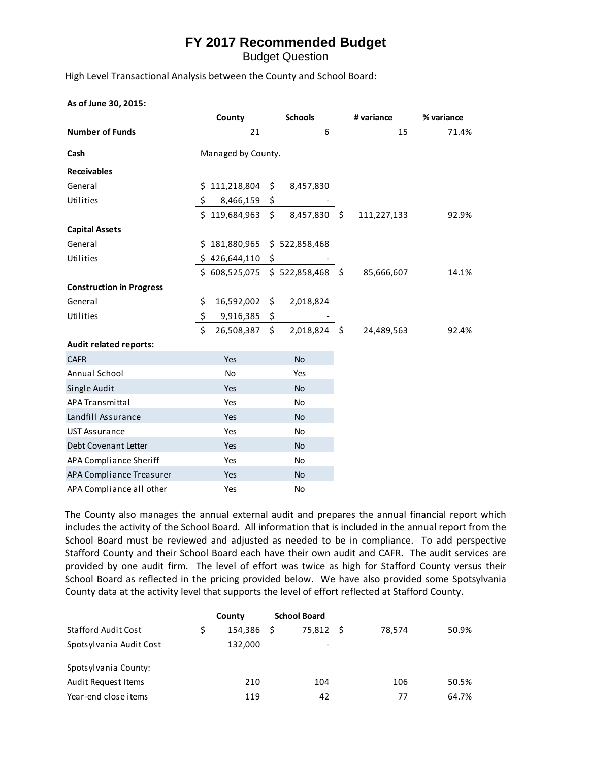# FY 2017 Recommended Budget

Budget Question

High Level Transactional Analysis between the County and School Board:

| **As of June 30, 2015:** | **County** | **Schools** | **# variance** | **% variance** |
|---|---|---|---|---|
| **Number of Funds** | 21 | 6 | 15 | 71.4% |
| **Cash** | Managed by County. | | | |
| **Receivables** | | | | |
| General | $ 111,218,804 | $ 8,457,830 | | |
| Utilities | $ 8,466,159 | $ - | | |
| | $ 119,684,963 | $ 8,457,830 | $ 111,227,133 | 92.9% |
| **Capital Assets** | | | | |
| General | $ 181,880,965 | $ 522,858,468 | | |
| Utilities | $ 426,644,110 | $ - | | |
| | $ 608,525,075 | $ 522,858,468 | $ 85,666,607 | 14.1% |
| **Construction in Progress** | | | | |
| General | $ 16,592,002 | $ 2,018,824 | | |
| Utilities | $ 9,916,385 | $ - | | |
| | $ 26,508,387 | $ 2,018,824 | $ 24,489,563 | 92.4% |
| **Audit related reports:** | | | | |
| CAFR | Yes | No | | |
| Annual School | No | Yes | | |
| Single Audit | Yes | No | | |
| APA Transmittal | Yes | No | | |
| Landfill Assurance | Yes | No | | |
| UST Assurance | Yes | No | | |
| Debt Covenant Letter | Yes | No | | |
| APA Compliance Sheriff | Yes | No | | |
| APA Compliance Treasurer | Yes | No | | |
| APA Compliance all other | Yes | No | | |

The County also manages the annual external audit and prepares the annual financial report which includes the activity of the School Board. All information that is included in the annual report from the School Board must be reviewed and adjusted as needed to be in compliance. To add perspective Stafford County and their School Board each have their own audit and CAFR. The audit services are provided by one audit firm. The level of effort was twice as high for Stafford County versus their School Board as reflected in the pricing provided below. We have also provided some Spotsylvania County data at the activity level that supports the level of effort reflected at Stafford County.

| | **County** | **School Board** | | |
|---|---|---|---|---|
| Stafford Audit Cost | $ 154,386 | $ 75,812 | $ 78,574 | 50.9% |
| Spotsylvania Audit Cost | 132,000 | - | | |
| Spotsylvania County: | | | | |
| Audit Request Items | 210 | 104 | 106 | 50.5% |
| Year-end close items | 119 | 42 | 77 | 64.7% |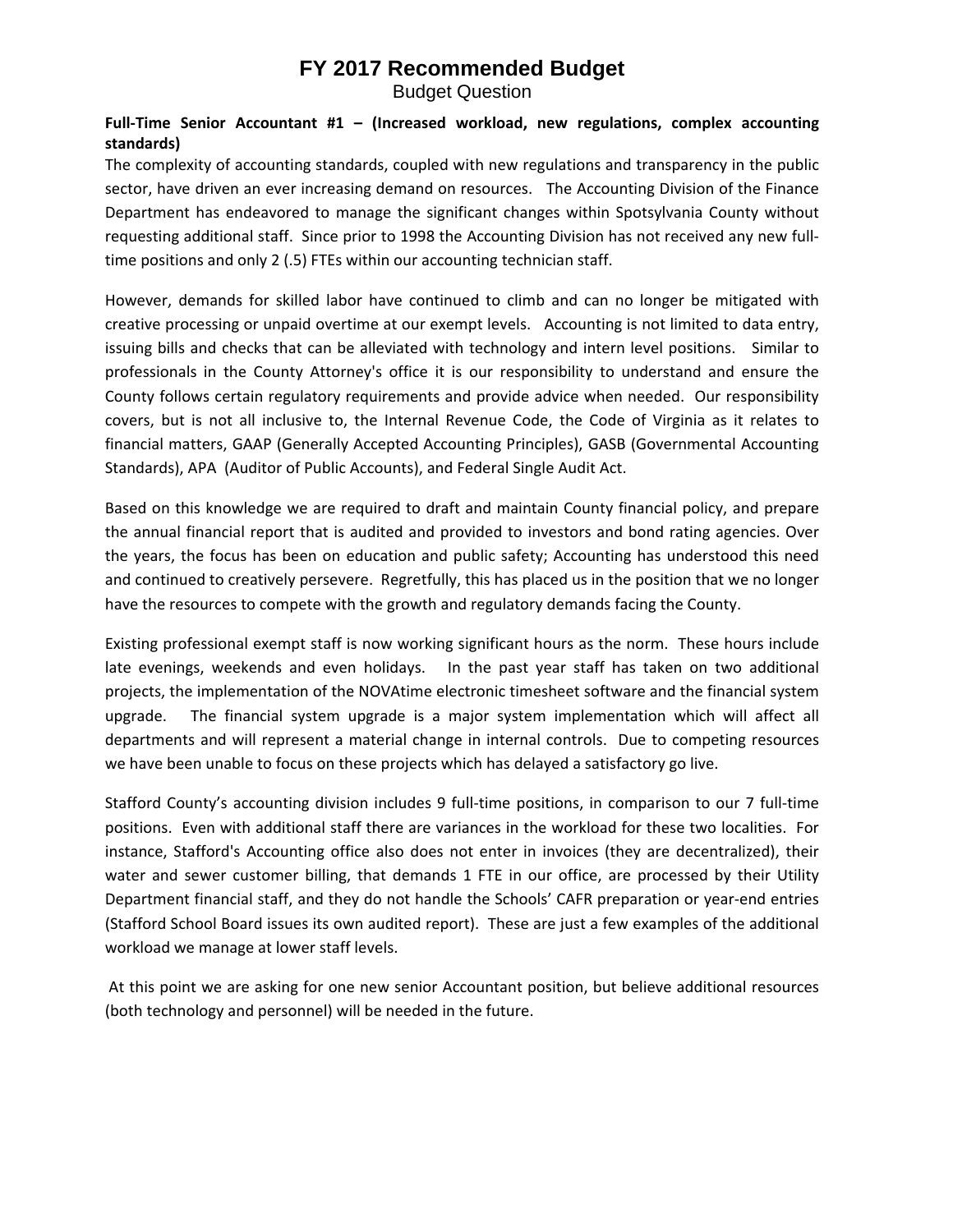# FY 2017 Recommended Budget

Budget Question

**Full-Time Senior Accountant #1 – (Increased workload, new regulations, complex accounting standards)**

The complexity of accounting standards, coupled with new regulations and transparency in the public sector, have driven an ever increasing demand on resources. The Accounting Division of the Finance Department has endeavored to manage the significant changes within Spotsylvania County without requesting additional staff. Since prior to 1998 the Accounting Division has not received any new full-time positions and only 2 (.5) FTEs within our accounting technician staff.

However, demands for skilled labor have continued to climb and can no longer be mitigated with creative processing or unpaid overtime at our exempt levels. Accounting is not limited to data entry, issuing bills and checks that can be alleviated with technology and intern level positions. Similar to professionals in the County Attorney's office it is our responsibility to understand and ensure the County follows certain regulatory requirements and provide advice when needed. Our responsibility covers, but is not all inclusive to, the Internal Revenue Code, the Code of Virginia as it relates to financial matters, GAAP (Generally Accepted Accounting Principles), GASB (Governmental Accounting Standards), APA (Auditor of Public Accounts), and Federal Single Audit Act.

Based on this knowledge we are required to draft and maintain County financial policy, and prepare the annual financial report that is audited and provided to investors and bond rating agencies. Over the years, the focus has been on education and public safety; Accounting has understood this need and continued to creatively persevere. Regretfully, this has placed us in the position that we no longer have the resources to compete with the growth and regulatory demands facing the County.

Existing professional exempt staff is now working significant hours as the norm. These hours include late evenings, weekends and even holidays. In the past year staff has taken on two additional projects, the implementation of the NOVAtime electronic timesheet software and the financial system upgrade. The financial system upgrade is a major system implementation which will affect all departments and will represent a material change in internal controls. Due to competing resources we have been unable to focus on these projects which has delayed a satisfactory go live.

Stafford County's accounting division includes 9 full-time positions, in comparison to our 7 full-time positions. Even with additional staff there are variances in the workload for these two localities. For instance, Stafford's Accounting office also does not enter in invoices (they are decentralized), their water and sewer customer billing, that demands 1 FTE in our office, are processed by their Utility Department financial staff, and they do not handle the Schools' CAFR preparation or year-end entries (Stafford School Board issues its own audited report). These are just a few examples of the additional workload we manage at lower staff levels.

At this point we are asking for one new senior Accountant position, but believe additional resources (both technology and personnel) will be needed in the future.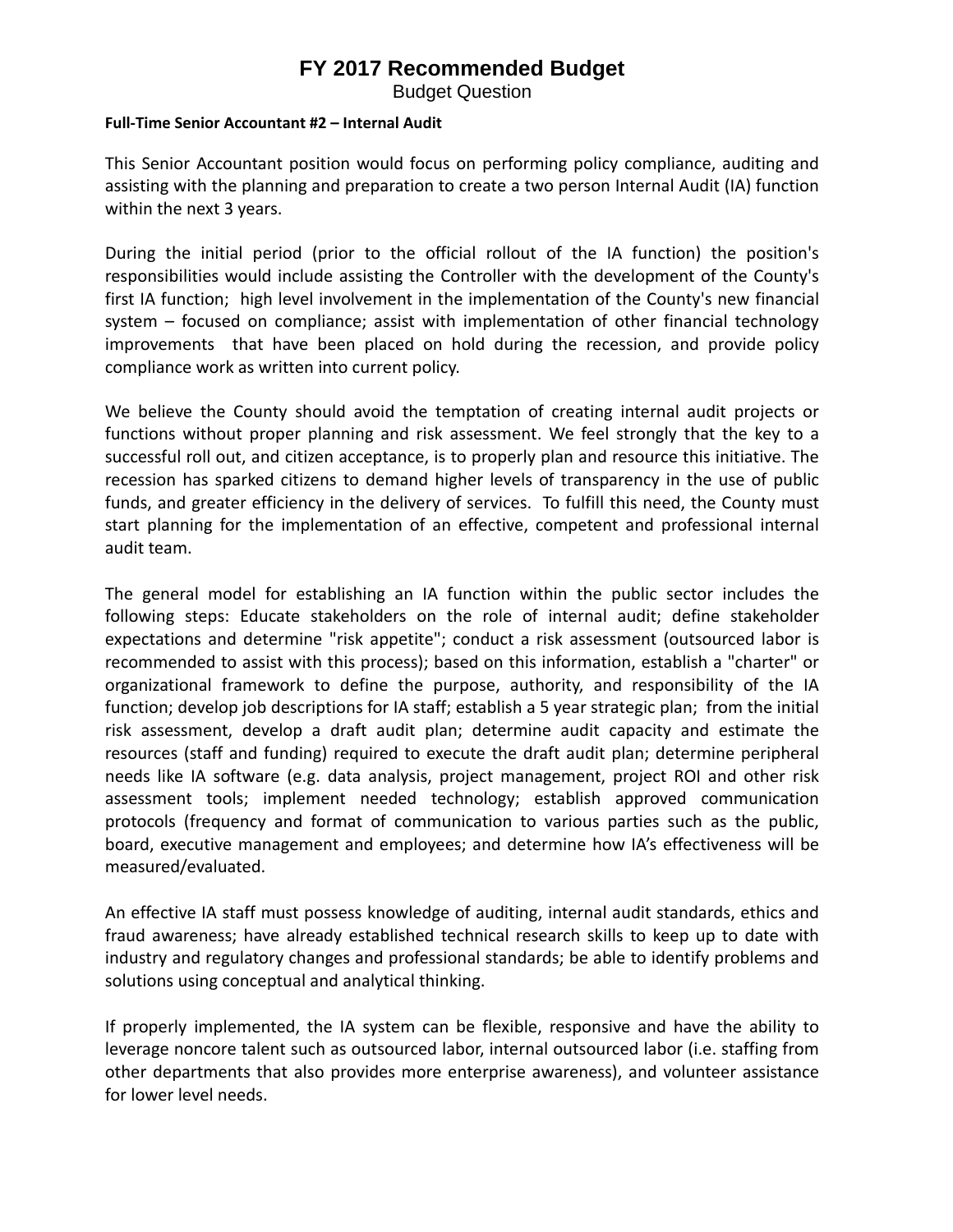# FY 2017 Recommended Budget

Budget Question

**Full-Time Senior Accountant #2 – Internal Audit**

This Senior Accountant position would focus on performing policy compliance, auditing and assisting with the planning and preparation to create a two person Internal Audit (IA) function within the next 3 years.

During the initial period (prior to the official rollout of the IA function) the position's responsibilities would include assisting the Controller with the development of the County's first IA function; high level involvement in the implementation of the County's new financial system – focused on compliance; assist with implementation of other financial technology improvements that have been placed on hold during the recession, and provide policy compliance work as written into current policy.

We believe the County should avoid the temptation of creating internal audit projects or functions without proper planning and risk assessment. We feel strongly that the key to a successful roll out, and citizen acceptance, is to properly plan and resource this initiative. The recession has sparked citizens to demand higher levels of transparency in the use of public funds, and greater efficiency in the delivery of services. To fulfill this need, the County must start planning for the implementation of an effective, competent and professional internal audit team.

The general model for establishing an IA function within the public sector includes the following steps: Educate stakeholders on the role of internal audit; define stakeholder expectations and determine "risk appetite"; conduct a risk assessment (outsourced labor is recommended to assist with this process); based on this information, establish a "charter" or organizational framework to define the purpose, authority, and responsibility of the IA function; develop job descriptions for IA staff; establish a 5 year strategic plan; from the initial risk assessment, develop a draft audit plan; determine audit capacity and estimate the resources (staff and funding) required to execute the draft audit plan; determine peripheral needs like IA software (e.g. data analysis, project management, project ROI and other risk assessment tools; implement needed technology; establish approved communication protocols (frequency and format of communication to various parties such as the public, board, executive management and employees; and determine how IA's effectiveness will be measured/evaluated.

An effective IA staff must possess knowledge of auditing, internal audit standards, ethics and fraud awareness; have already established technical research skills to keep up to date with industry and regulatory changes and professional standards; be able to identify problems and solutions using conceptual and analytical thinking.

If properly implemented, the IA system can be flexible, responsive and have the ability to leverage noncore talent such as outsourced labor, internal outsourced labor (i.e. staffing from other departments that also provides more enterprise awareness), and volunteer assistance for lower level needs.